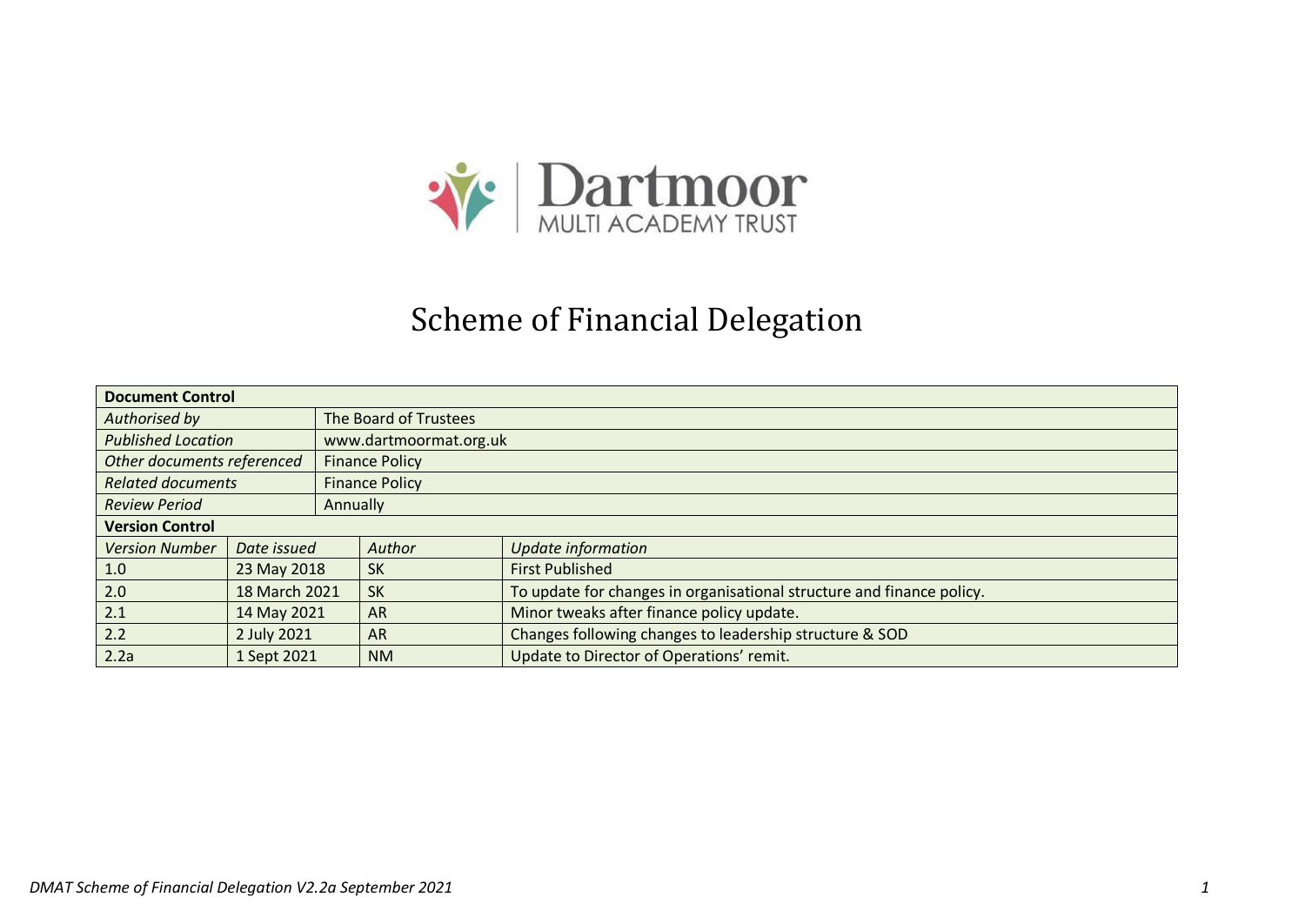Dartmoor MULTI ACADEMY TRUST

# Scheme of Financial Delegation

| **Document Control** | | | |
|---|---|---|---|
| *Authorised by* | The Board of Trustees | | |
| *Published Location* | www.dartmoormat.org.uk | | |
| *Other documents referenced* | Finance Policy | | |
| *Related documents* | Finance Policy | | |
| *Review Period* | Annually | | |
| **Version Control** | | | |
| *Version Number* | *Date issued* | *Author* | *Update information* |
| 1.0 | 23 May 2018 | SK | First Published |
| 2.0 | 18 March 2021 | SK | To update for changes in organisational structure and finance policy. |
| 2.1 | 14 May 2021 | AR | Minor tweaks after finance policy update. |
| 2.2 | 2 July 2021 | AR | Changes following changes to leadership structure & SOD |
| 2.2a | 1 Sept 2021 | NM | Update to Director of Operations' remit. |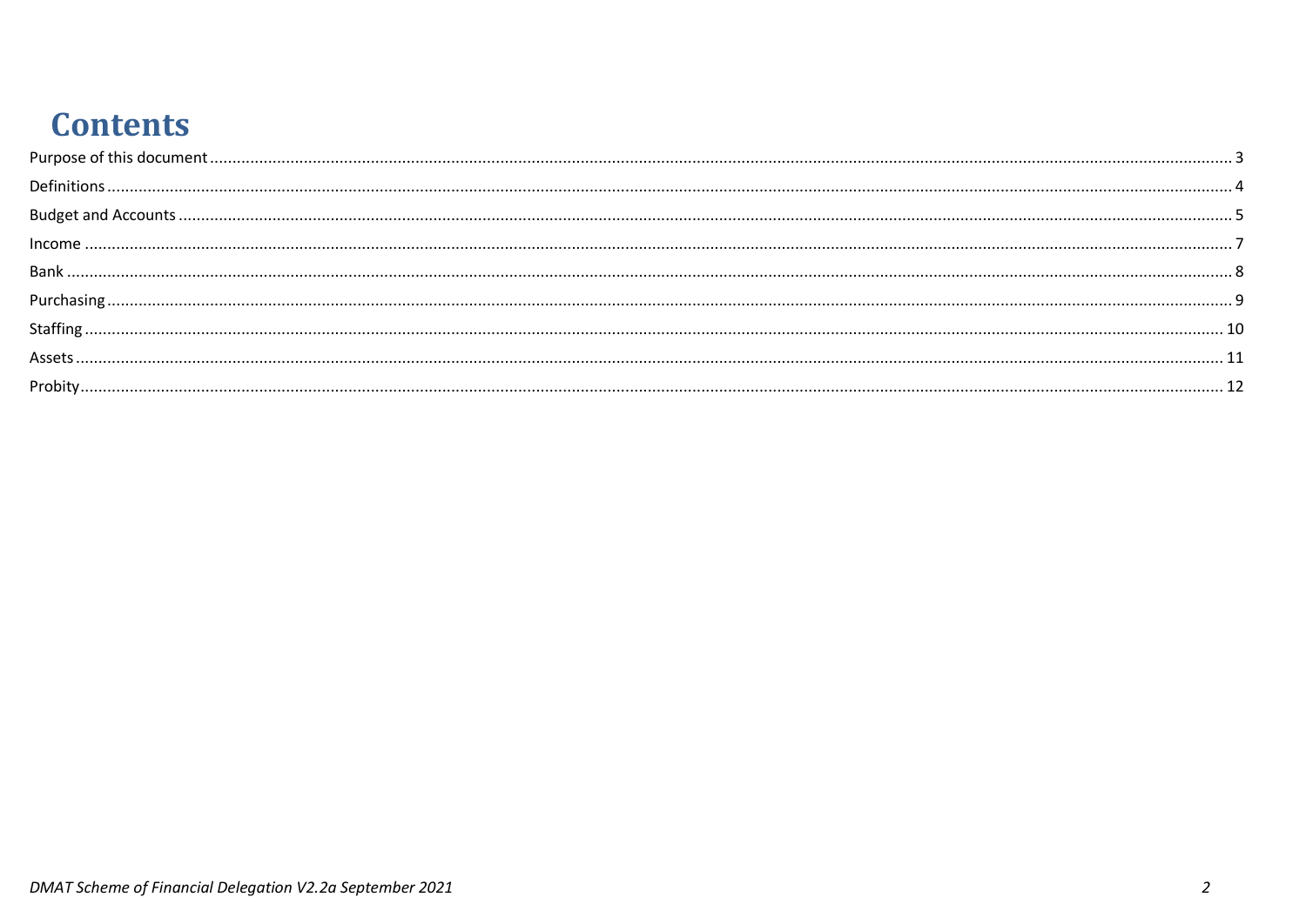# Contents

Purpose of this document ..... 3

Definitions ..... 4

Budget and Accounts ..... 5

Income ..... 7

Bank ..... 8

Purchasing ..... 9

Staffing ..... 10

Assets ..... 11

Probity ..... 12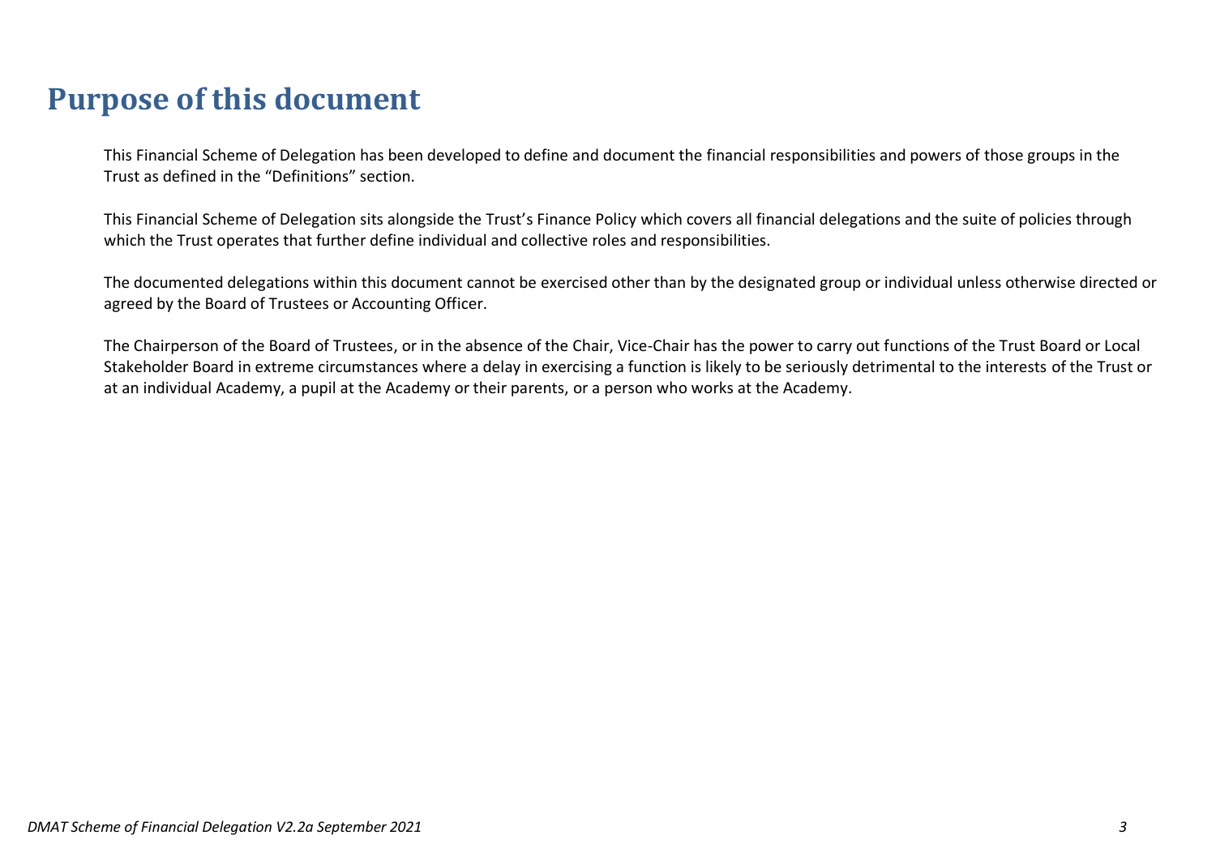# Purpose of this document

This Financial Scheme of Delegation has been developed to define and document the financial responsibilities and powers of those groups in the Trust as defined in the "Definitions" section.

This Financial Scheme of Delegation sits alongside the Trust's Finance Policy which covers all financial delegations and the suite of policies through which the Trust operates that further define individual and collective roles and responsibilities.

The documented delegations within this document cannot be exercised other than by the designated group or individual unless otherwise directed or agreed by the Board of Trustees or Accounting Officer.

The Chairperson of the Board of Trustees, or in the absence of the Chair, Vice-Chair has the power to carry out functions of the Trust Board or Local Stakeholder Board in extreme circumstances where a delay in exercising a function is likely to be seriously detrimental to the interests of the Trust or at an individual Academy, a pupil at the Academy or their parents, or a person who works at the Academy.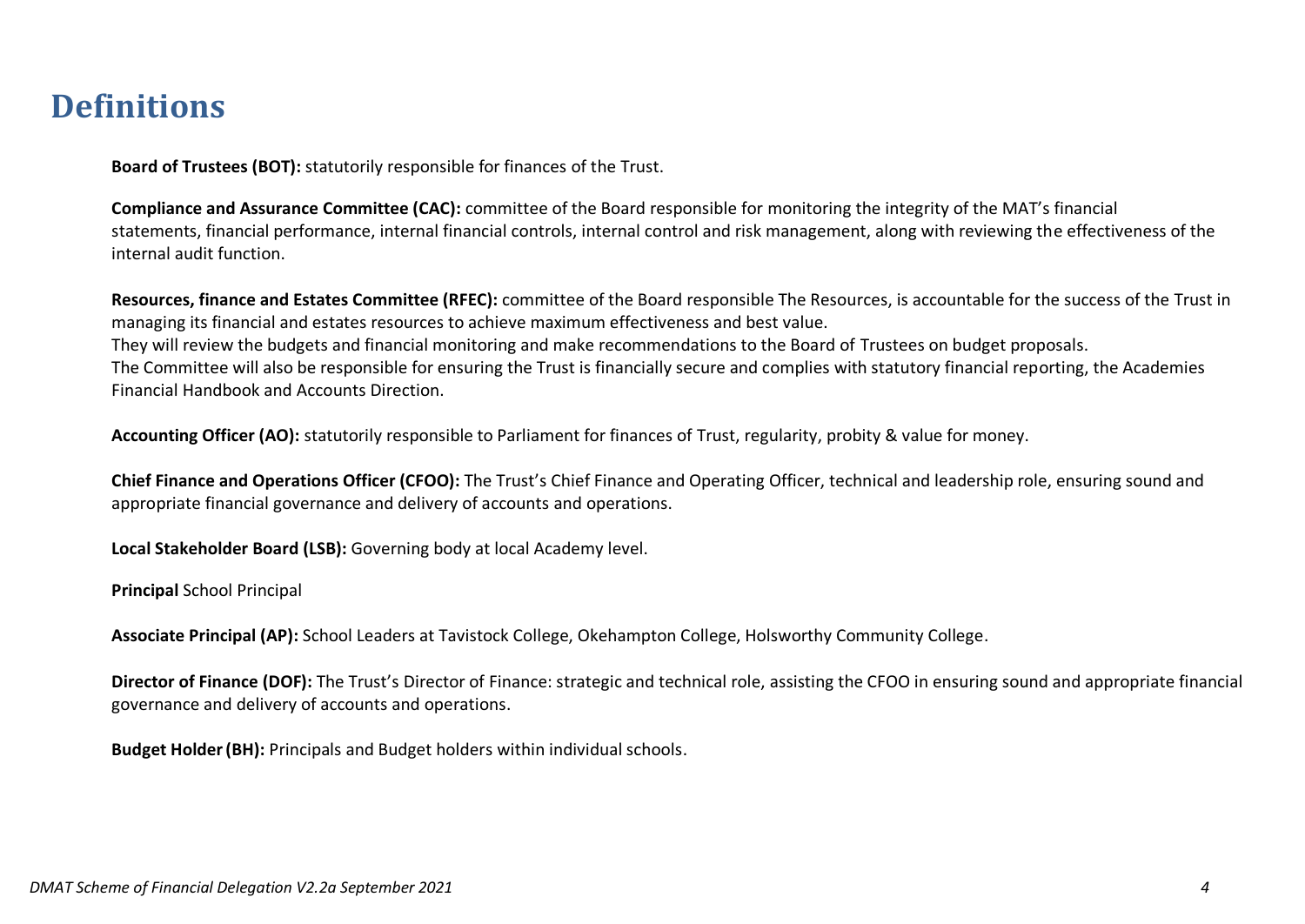# Definitions

**Board of Trustees (BOT):** statutorily responsible for finances of the Trust.

**Compliance and Assurance Committee (CAC):** committee of the Board responsible for monitoring the integrity of the MAT's financial statements, financial performance, internal financial controls, internal control and risk management, along with reviewing the effectiveness of the internal audit function.

**Resources, finance and Estates Committee (RFEC):** committee of the Board responsible The Resources, is accountable for the success of the Trust in managing its financial and estates resources to achieve maximum effectiveness and best value.
They will review the budgets and financial monitoring and make recommendations to the Board of Trustees on budget proposals.
The Committee will also be responsible for ensuring the Trust is financially secure and complies with statutory financial reporting, the Academies Financial Handbook and Accounts Direction.

**Accounting Officer (AO):** statutorily responsible to Parliament for finances of Trust, regularity, probity & value for money.

**Chief Finance and Operations Officer (CFOO):** The Trust's Chief Finance and Operating Officer, technical and leadership role, ensuring sound and appropriate financial governance and delivery of accounts and operations.

**Local Stakeholder Board (LSB):** Governing body at local Academy level.

**Principal** School Principal

**Associate Principal (AP):** School Leaders at Tavistock College, Okehampton College, Holsworthy Community College.

**Director of Finance (DOF):** The Trust's Director of Finance: strategic and technical role, assisting the CFOO in ensuring sound and appropriate financial governance and delivery of accounts and operations.

**Budget Holder (BH):** Principals and Budget holders within individual schools.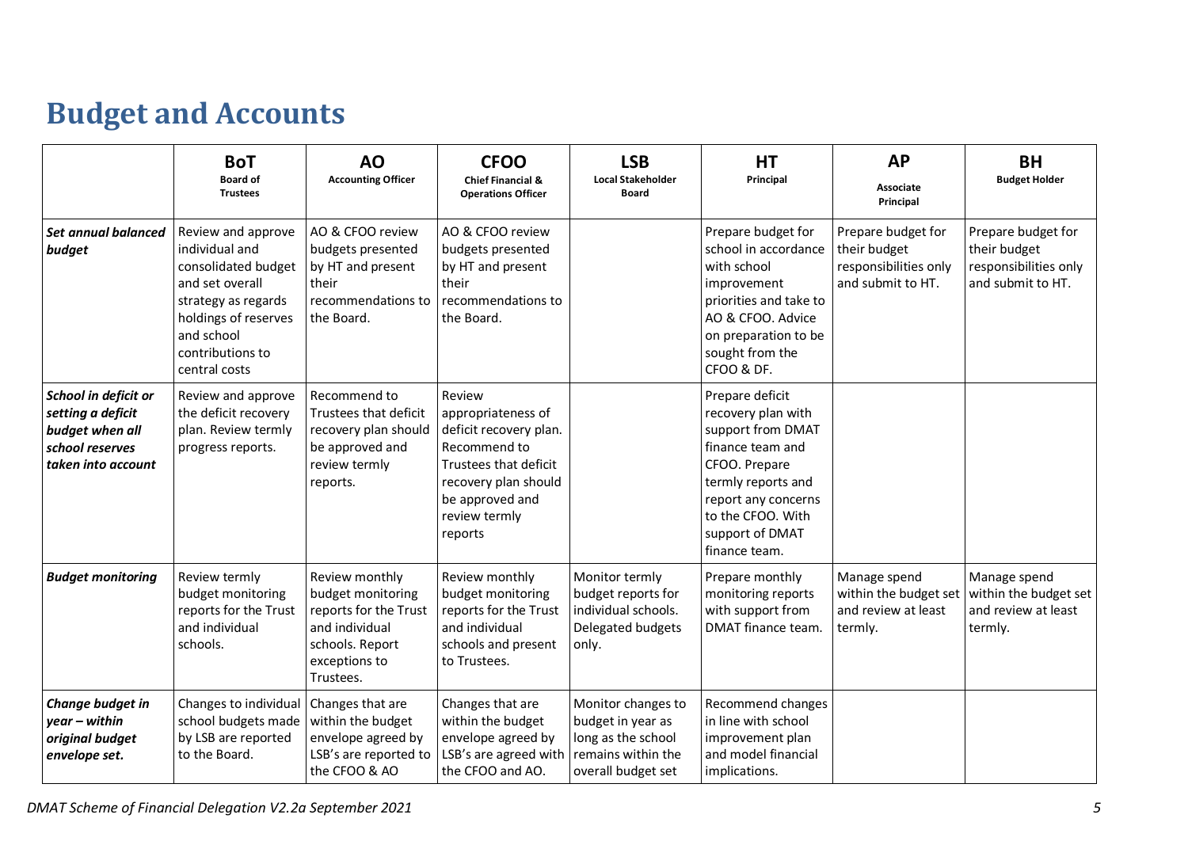# Budget and Accounts

| | **BoT** Board of Trustees | **AO** Accounting Officer | **CFOO** Chief Financial & Operations Officer | **LSB** Local Stakeholder Board | **HT** Principal | **AP** Associate Principal | **BH** Budget Holder |
|---|---|---|---|---|---|---|---|
| ***Set annual balanced budget*** | Review and approve individual and consolidated budget and set overall strategy as regards holdings of reserves and school contributions to central costs | AO & CFOO review budgets presented by HT and present their recommendations to the Board. | AO & CFOO review budgets presented by HT and present their recommendations to the Board. | | Prepare budget for school in accordance with school improvement priorities and take to AO & CFOO. Advice on preparation to be sought from the CFOO & DF. | Prepare budget for their budget responsibilities only and submit to HT. | Prepare budget for their budget responsibilities only and submit to HT. |
| ***School in deficit or setting a deficit budget when all school reserves taken into account*** | Review and approve the deficit recovery plan. Review termly progress reports. | Recommend to Trustees that deficit recovery plan should be approved and review termly reports. | Review appropriateness of deficit recovery plan. Recommend to Trustees that deficit recovery plan should be approved and review termly reports | | Prepare deficit recovery plan with support from DMAT finance team and CFOO. Prepare termly reports and report any concerns to the CFOO. With support of DMAT finance team. | | |
| ***Budget monitoring*** | Review termly budget monitoring reports for the Trust and individual schools. | Review monthly budget monitoring reports for the Trust and individual schools. Report exceptions to Trustees. | Review monthly budget monitoring reports for the Trust and individual schools and present to Trustees. | Monitor termly budget reports for individual schools. Delegated budgets only. | Prepare monthly monitoring reports with support from DMAT finance team. | Manage spend within the budget set and review at least termly. | Manage spend within the budget set and review at least termly. |
| ***Change budget in year – within original budget envelope set.*** | Changes to individual school budgets made by LSB are reported to the Board. | Changes that are within the budget envelope agreed by LSB's are reported to the CFOO & AO | Changes that are within the budget envelope agreed by LSB's are agreed with the CFOO and AO. | Monitor changes to budget in year as long as the school remains within the overall budget set | Recommend changes in line with school improvement plan and model financial implications. | | |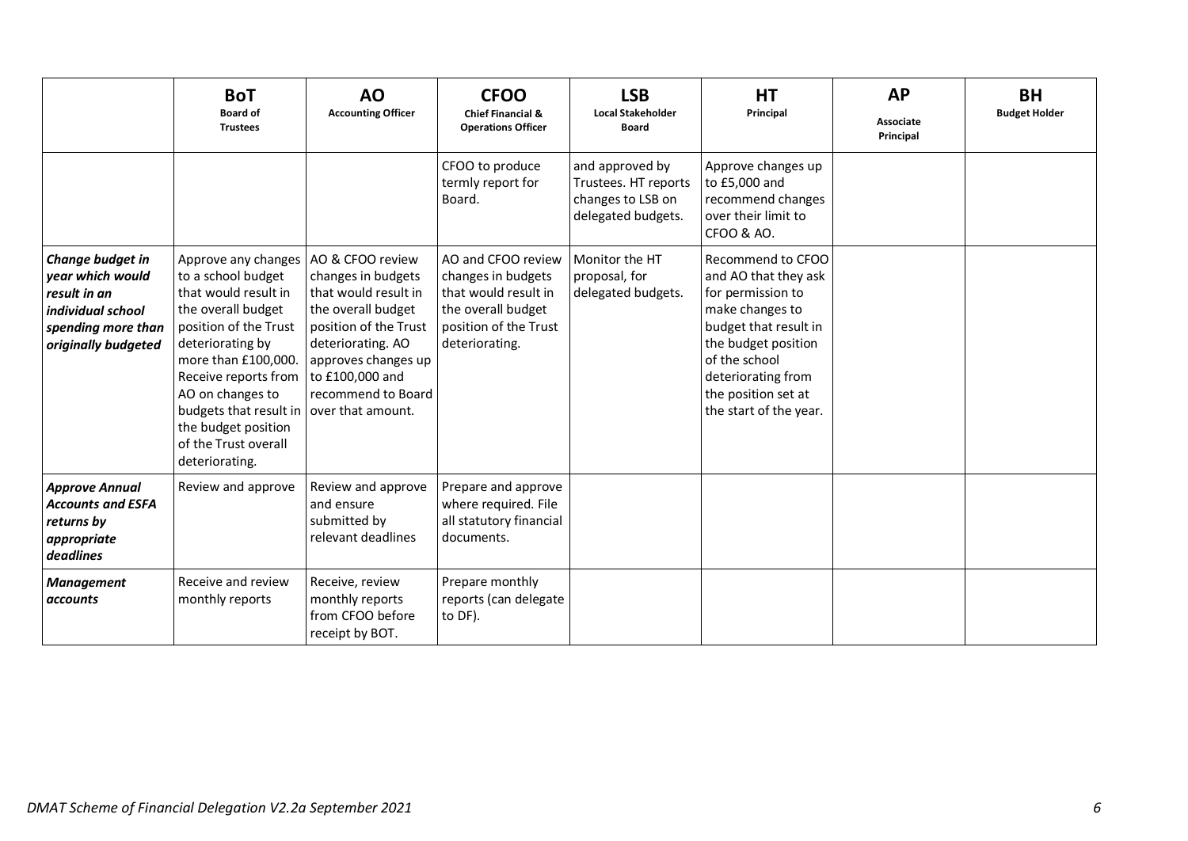| | **BoT** Board of Trustees | **AO** Accounting Officer | **CFOO** Chief Financial & Operations Officer | **LSB** Local Stakeholder Board | **HT** Principal | **AP** Associate Principal | **BH** Budget Holder |
|---|---|---|---|---|---|---|---|
| | | | CFOO to produce termly report for Board. | and approved by Trustees. HT reports changes to LSB on delegated budgets. | Approve changes up to £5,000 and recommend changes over their limit to CFOO & AO. | | |
| ***Change budget in year which would result in an individual school spending more than originally budgeted*** | Approve any changes to a school budget that would result in the overall budget position of the Trust deteriorating by more than £100,000. Receive reports from AO on changes to budgets that result in the budget position of the Trust overall deteriorating. | AO & CFOO review changes in budgets that would result in the overall budget position of the Trust deteriorating. AO approves changes up to £100,000 and recommend to Board over that amount. | AO and CFOO review changes in budgets that would result in the overall budget position of the Trust deteriorating. | Monitor the HT proposal, for delegated budgets. | Recommend to CFOO and AO that they ask for permission to make changes to budget that result in the budget position of the school deteriorating from the position set at the start of the year. | | |
| ***Approve Annual Accounts and ESFA returns by appropriate deadlines*** | Review and approve | Review and approve and ensure submitted by relevant deadlines | Prepare and approve where required. File all statutory financial documents. | | | | |
| ***Management accounts*** | Receive and review monthly reports | Receive, review monthly reports from CFOO before receipt by BOT. | Prepare monthly reports (can delegate to DF). | | | | |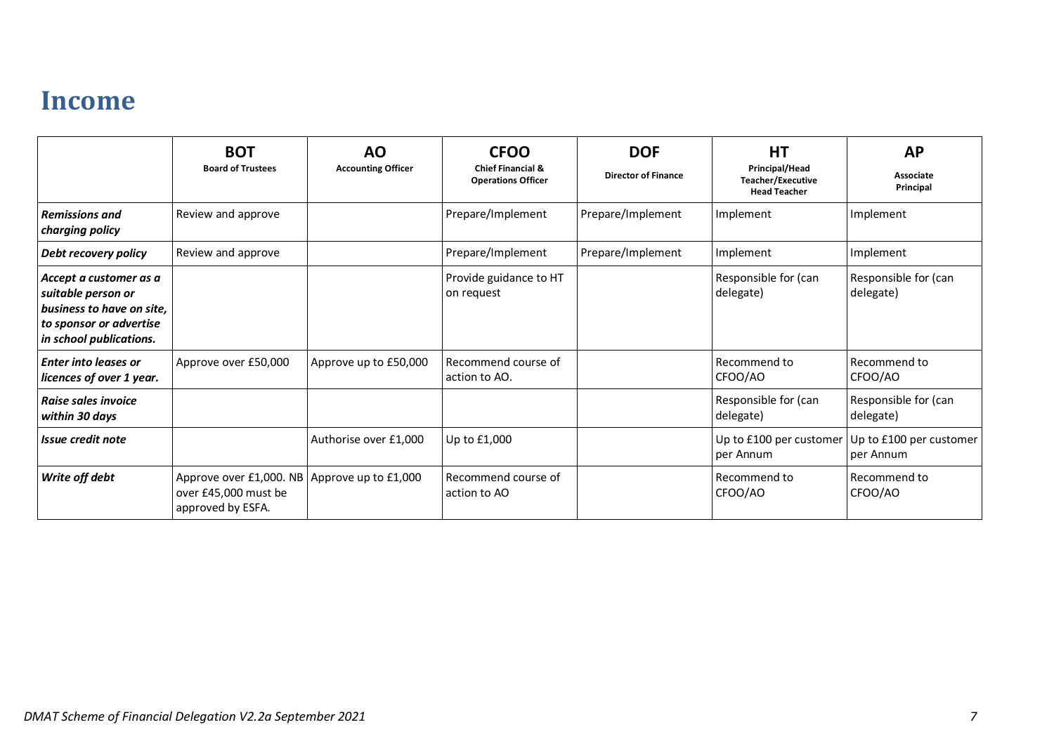# Income

| | **BOT** Board of Trustees | **AO** Accounting Officer | **CFOO** Chief Financial & Operations Officer | **DOF** Director of Finance | **HT** Principal/Head Teacher/Executive Head Teacher | **AP** Associate Principal |
|---|---|---|---|---|---|---|
| ***Remissions and charging policy*** | Review and approve | | Prepare/Implement | Prepare/Implement | Implement | Implement |
| ***Debt recovery policy*** | Review and approve | | Prepare/Implement | Prepare/Implement | Implement | Implement |
| ***Accept a customer as a suitable person or business to have on site, to sponsor or advertise in school publications.*** | | | Provide guidance to HT on request | | Responsible for (can delegate) | Responsible for (can delegate) |
| ***Enter into leases or licences of over 1 year.*** | Approve over £50,000 | Approve up to £50,000 | Recommend course of action to AO. | | Recommend to CFOO/AO | Recommend to CFOO/AO |
| ***Raise sales invoice within 30 days*** | | | | | Responsible for (can delegate) | Responsible for (can delegate) |
| ***Issue credit note*** | | Authorise over £1,000 | Up to £1,000 | | Up to £100 per customer per Annum | Up to £100 per customer per Annum |
| ***Write off debt*** | Approve over £1,000. NB over £45,000 must be approved by ESFA. | Approve up to £1,000 | Recommend course of action to AO | | Recommend to CFOO/AO | Recommend to CFOO/AO |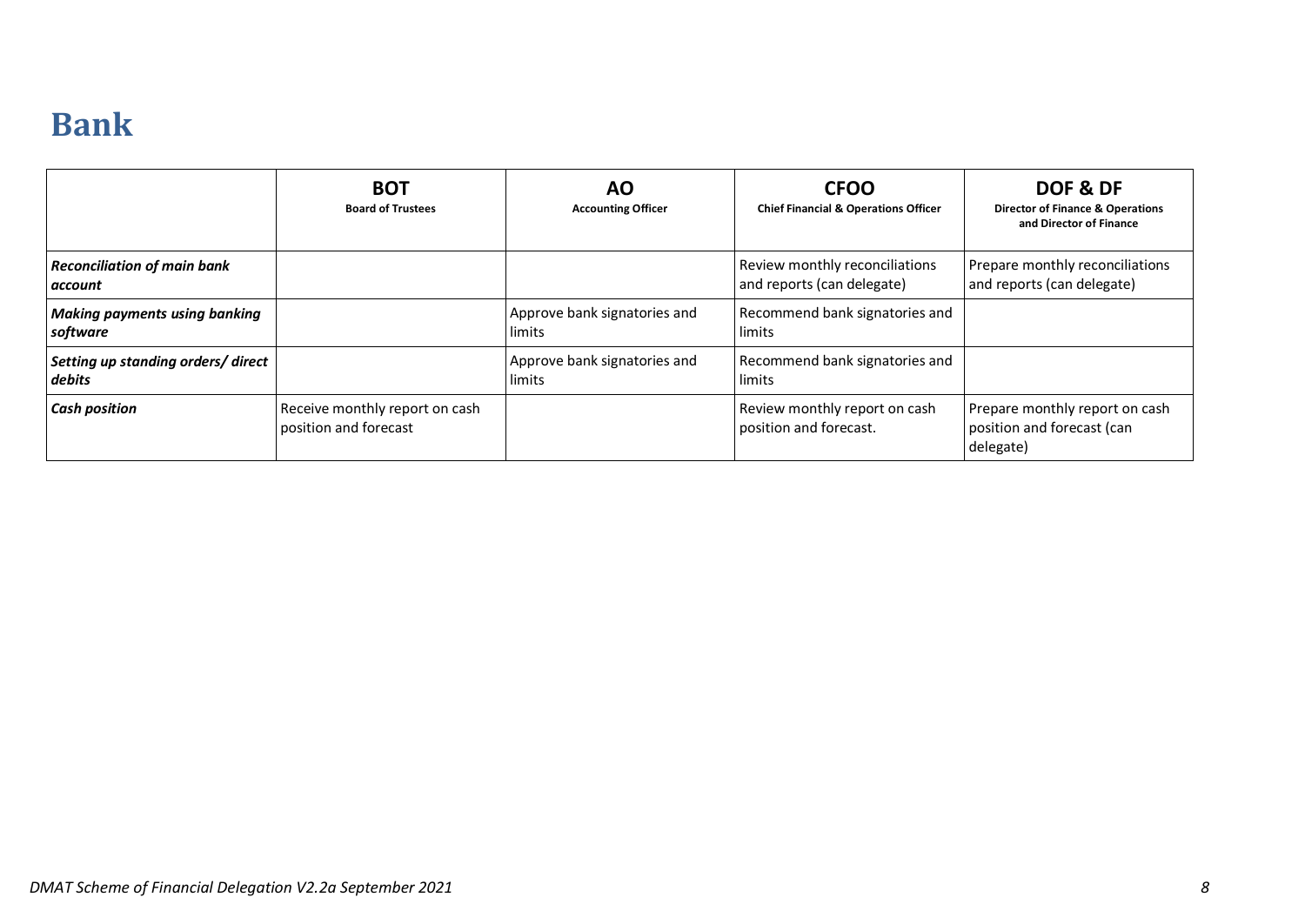# Bank

| | **BOT**<br>**Board of Trustees** | **AO**<br>**Accounting Officer** | **CFOO**<br>**Chief Financial & Operations Officer** | **DOF & DF**<br>**Director of Finance & Operations and Director of Finance** |
|---|---|---|---|---|
| ***Reconciliation of main bank account*** | | | Review monthly reconciliations and reports (can delegate) | Prepare monthly reconciliations and reports (can delegate) |
| ***Making payments using banking software*** | | Approve bank signatories and limits | Recommend bank signatories and limits | |
| ***Setting up standing orders/ direct debits*** | | Approve bank signatories and limits | Recommend bank signatories and limits | |
| ***Cash position*** | Receive monthly report on cash position and forecast | | Review monthly report on cash position and forecast. | Prepare monthly report on cash position and forecast (can delegate) |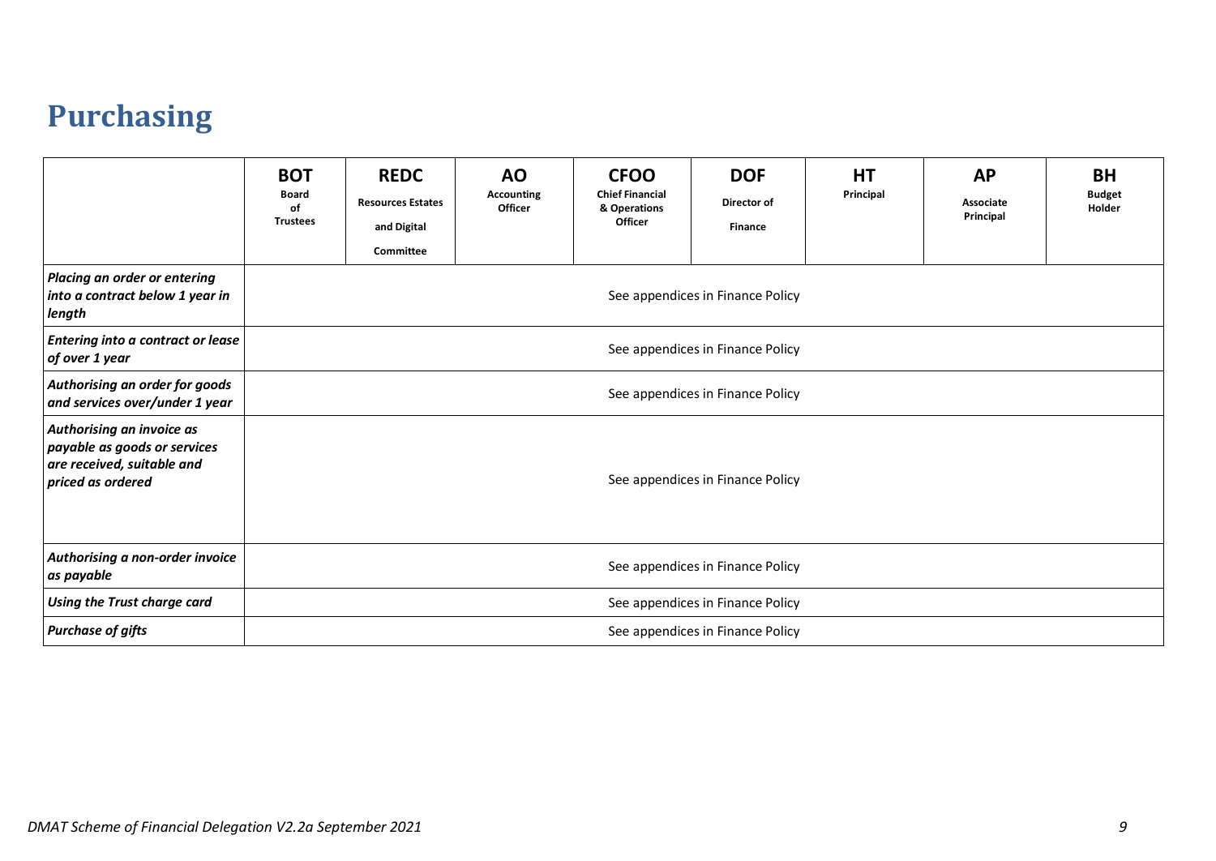# Purchasing

| | **BOT** Board of Trustees | **REDC** Resources Estates and Digital Committee | **AO** Accounting Officer | **CFOO** Chief Financial & Operations Officer | **DOF** Director of Finance | **HT** Principal | **AP** Associate Principal | **BH** Budget Holder |
|---|---|---|---|---|---|---|---|---|
| ***Placing an order or entering into a contract below 1 year in length*** | See appendices in Finance Policy | | | | | | | |
| ***Entering into a contract or lease of over 1 year*** | See appendices in Finance Policy | | | | | | | |
| ***Authorising an order for goods and services over/under 1 year*** | See appendices in Finance Policy | | | | | | | |
| ***Authorising an invoice as payable as goods or services are received, suitable and priced as ordered*** | See appendices in Finance Policy | | | | | | | |
| ***Authorising a non-order invoice as payable*** | See appendices in Finance Policy | | | | | | | |
| ***Using the Trust charge card*** | See appendices in Finance Policy | | | | | | | |
| ***Purchase of gifts*** | See appendices in Finance Policy | | | | | | | |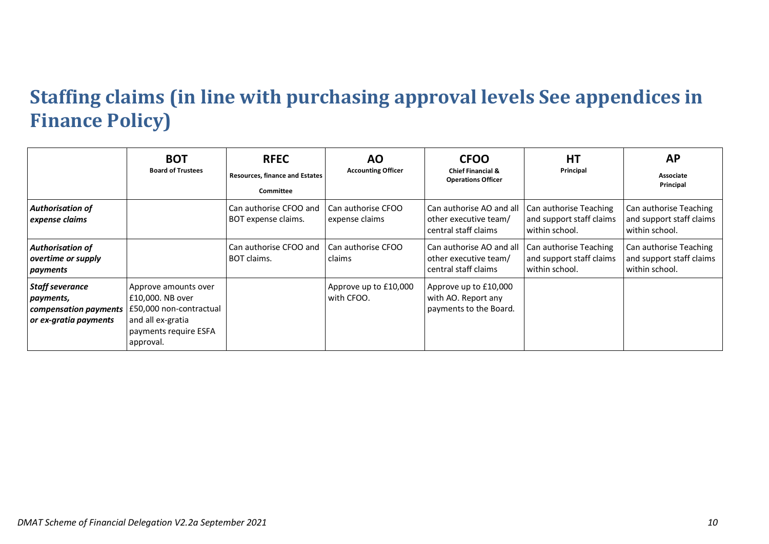## Staffing claims (in line with purchasing approval levels See appendices in Finance Policy)

| | **BOT** **Board of Trustees** | **RFEC** **Resources, finance and Estates Committee** | **AO** **Accounting Officer** | **CFOO** **Chief Financial & Operations Officer** | **HT** **Principal** | **AP** **Associate Principal** |
|---|---|---|---|---|---|---|
| ***Authorisation of expense claims*** | | Can authorise CFOO and BOT expense claims. | Can authorise CFOO expense claims | Can authorise AO and all other executive team/ central staff claims | Can authorise Teaching and support staff claims within school. | Can authorise Teaching and support staff claims within school. |
| ***Authorisation of overtime or supply payments*** | | Can authorise CFOO and BOT claims. | Can authorise CFOO claims | Can authorise AO and all other executive team/ central staff claims | Can authorise Teaching and support staff claims within school. | Can authorise Teaching and support staff claims within school. |
| ***Staff severance payments, compensation payments or ex-gratia payments*** | Approve amounts over £10,000. NB over £50,000 non-contractual and all ex-gratia payments require ESFA approval. | | Approve up to £10,000 with CFOO. | Approve up to £10,000 with AO. Report any payments to the Board. | | |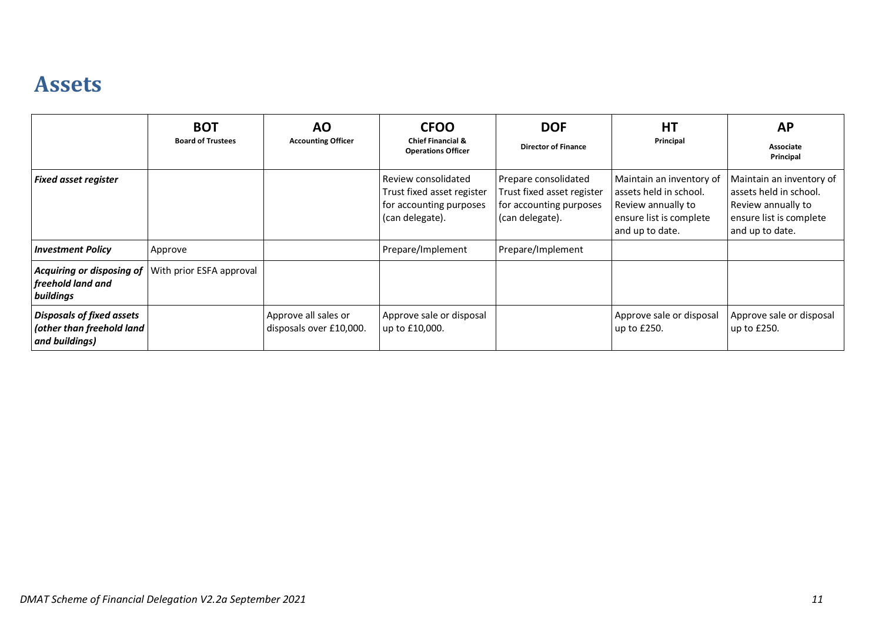# Assets

| | **BOT**<br>**Board of Trustees** | **AO**<br>**Accounting Officer** | **CFOO**<br>**Chief Financial & Operations Officer** | **DOF**<br>**Director of Finance** | **HT**<br>**Principal** | **AP**<br>**Associate Principal** |
|---|---|---|---|---|---|---|
| ***Fixed asset register*** | | | Review consolidated Trust fixed asset register for accounting purposes (can delegate). | Prepare consolidated Trust fixed asset register for accounting purposes (can delegate). | Maintain an inventory of assets held in school. Review annually to ensure list is complete and up to date. | Maintain an inventory of assets held in school. Review annually to ensure list is complete and up to date. |
| ***Investment Policy*** | Approve | | Prepare/Implement | Prepare/Implement | | |
| ***Acquiring or disposing of freehold land and buildings*** | With prior ESFA approval | | | | | |
| ***Disposals of fixed assets (other than freehold land and buildings)*** | | Approve all sales or disposals over £10,000. | Approve sale or disposal up to £10,000. | | Approve sale or disposal up to £250. | Approve sale or disposal up to £250. |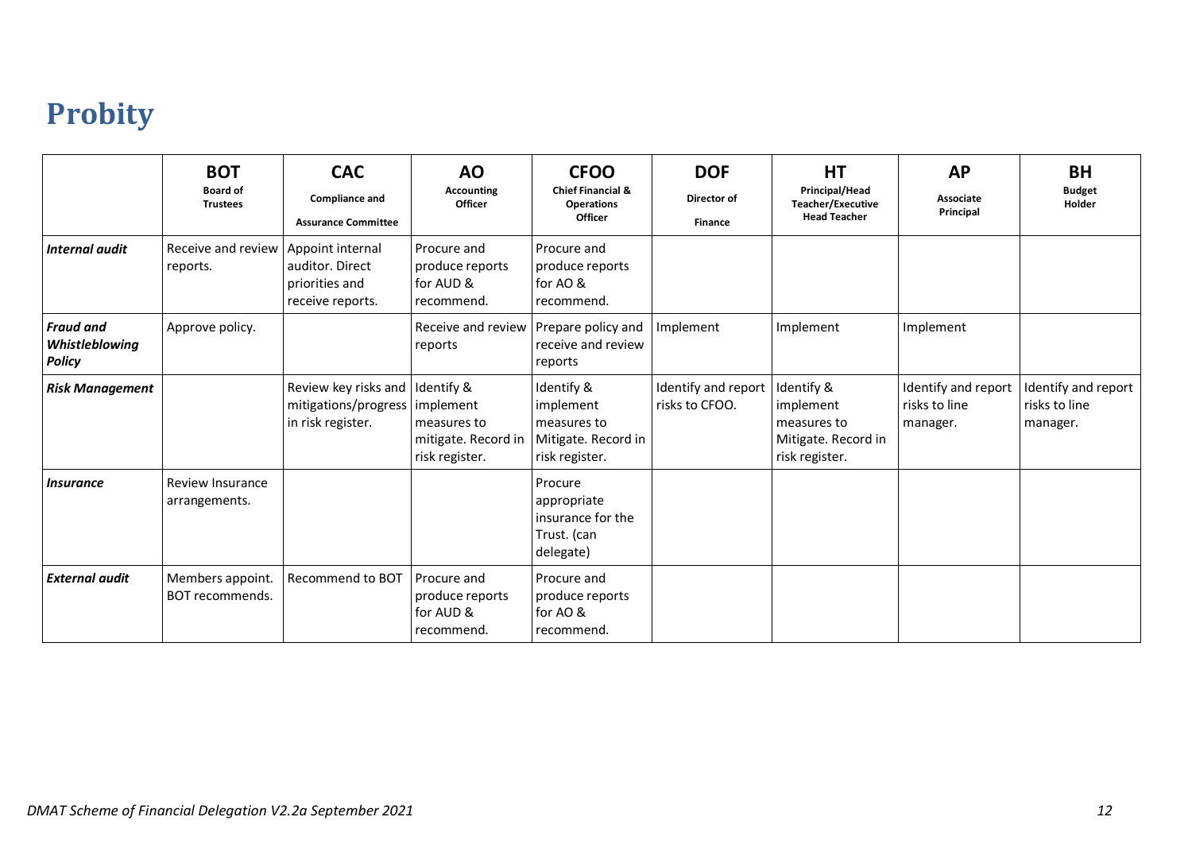# Probity

| | **BOT** Board of Trustees | **CAC** Compliance and Assurance Committee | **AO** Accounting Officer | **CFOO** Chief Financial & Operations Officer | **DOF** Director of Finance | **HT** Principal/Head Teacher/Executive Head Teacher | **AP** Associate Principal | **BH** Budget Holder |
|---|---|---|---|---|---|---|---|---|
| ***Internal audit*** | Receive and review reports. | Appoint internal auditor. Direct priorities and receive reports. | Procure and produce reports for AUD & recommend. | Procure and produce reports for AO & recommend. | | | | |
| ***Fraud and Whistleblowing Policy*** | Approve policy. | | Receive and review reports | Prepare policy and receive and review reports | Implement | Implement | Implement | |
| ***Risk Management*** | | Review key risks and mitigations/progress in risk register. | Identify & implement measures to mitigate. Record in risk register. | Identify & implement measures to Mitigate. Record in risk register. | Identify and report risks to CFOO. | Identify & implement measures to Mitigate. Record in risk register. | Identify and report risks to line manager. | Identify and report risks to line manager. |
| ***Insurance*** | Review Insurance arrangements. | | | Procure appropriate insurance for the Trust. (can delegate) | | | | |
| ***External audit*** | Members appoint. BOT recommends. | Recommend to BOT | Procure and produce reports for AUD & recommend. | Procure and produce reports for AO & recommend. | | | | |

*DMAT Scheme of Financial Delegation V2.2a September 2021*